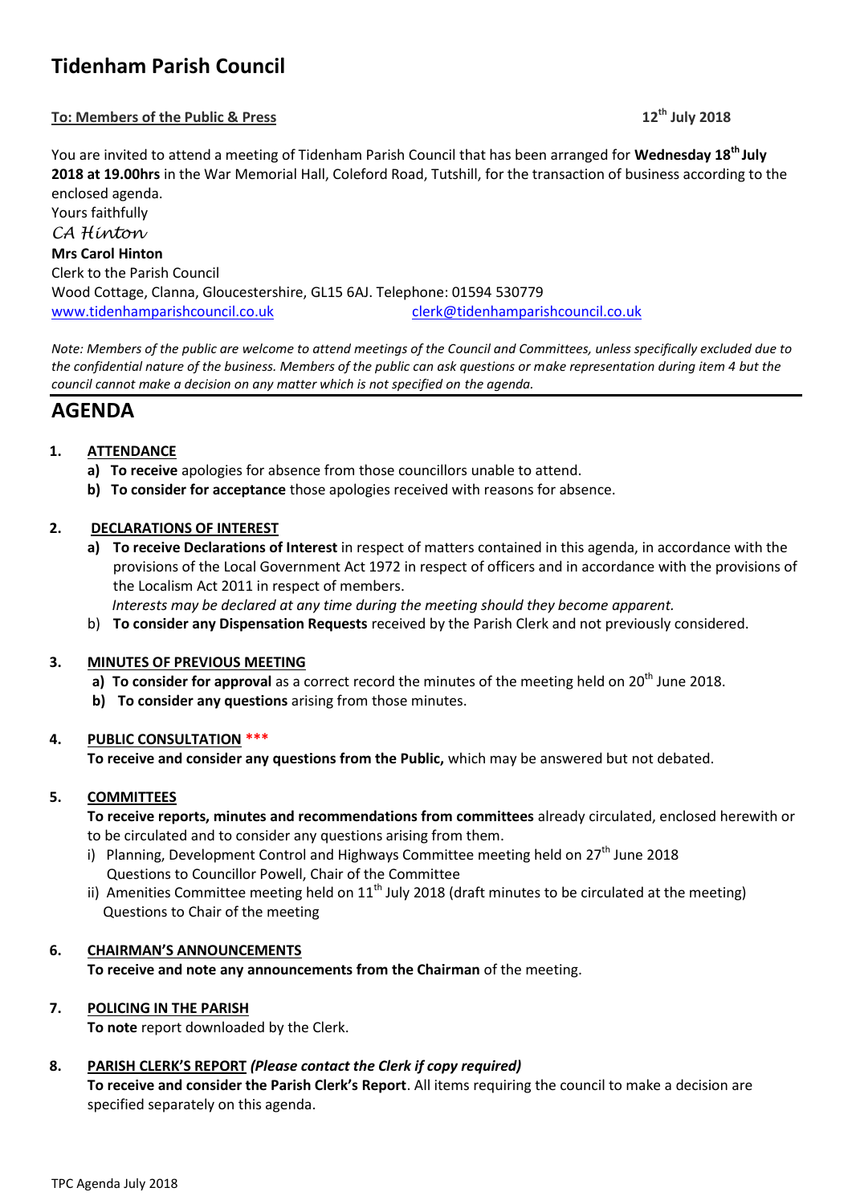# Tidenham Parish Council

**To: Members of the Public & Press** **12th July 2018**

You are invited to attend a meeting of Tidenham Parish Council that has been arranged for **Wednesday 18th July 2018 at 19.00hrs** in the War Memorial Hall, Coleford Road, Tutshill, for the transaction of business according to the enclosed agenda.

Yours faithfully

*CA Hinton*

**Mrs Carol Hinton**

Clerk to the Parish Council

Wood Cottage, Clanna, Gloucestershire, GL15 6AJ. Telephone: 01594 530779

www.tidenhamparishcouncil.co.uk clerk@tidenhamparishcouncil.co.uk

*Note: Members of the public are welcome to attend meetings of the Council and Committees, unless specifically excluded due to the confidential nature of the business. Members of the public can ask questions or make representation during item 4 but the council cannot make a decision on any matter which is not specified on the agenda.*

# AGENDA

**1. ATTENDANCE**

- **a) To receive** apologies for absence from those councillors unable to attend.
- **b) To consider for acceptance** those apologies received with reasons for absence.

**2. DECLARATIONS OF INTEREST**

- **a) To receive Declarations of Interest** in respect of matters contained in this agenda, in accordance with the provisions of the Local Government Act 1972 in respect of officers and in accordance with the provisions of the Localism Act 2011 in respect of members.
  *Interests may be declared at any time during the meeting should they become apparent.*
- b) **To consider any Dispensation Requests** received by the Parish Clerk and not previously considered.

**3. MINUTES OF PREVIOUS MEETING**

- **a) To consider for approval** as a correct record the minutes of the meeting held on 20th June 2018.
- **b) To consider any questions** arising from those minutes.

**4. PUBLIC CONSULTATION ***

**To receive and consider any questions from the Public,** which may be answered but not debated.

**5. COMMITTEES**

**To receive reports, minutes and recommendations from committees** already circulated, enclosed herewith or to be circulated and to consider any questions arising from them.

- i) Planning, Development Control and Highways Committee meeting held on 27th June 2018
  Questions to Councillor Powell, Chair of the Committee
- ii) Amenities Committee meeting held on 11th July 2018 (draft minutes to be circulated at the meeting)
  Questions to Chair of the meeting

**6. CHAIRMAN'S ANNOUNCEMENTS**

**To receive and note any announcements from the Chairman** of the meeting.

**7. POLICING IN THE PARISH**

**To note** report downloaded by the Clerk.

**8. PARISH CLERK'S REPORT** ***(Please contact the Clerk if copy required)***

**To receive and consider the Parish Clerk's Report**. All items requiring the council to make a decision are specified separately on this agenda.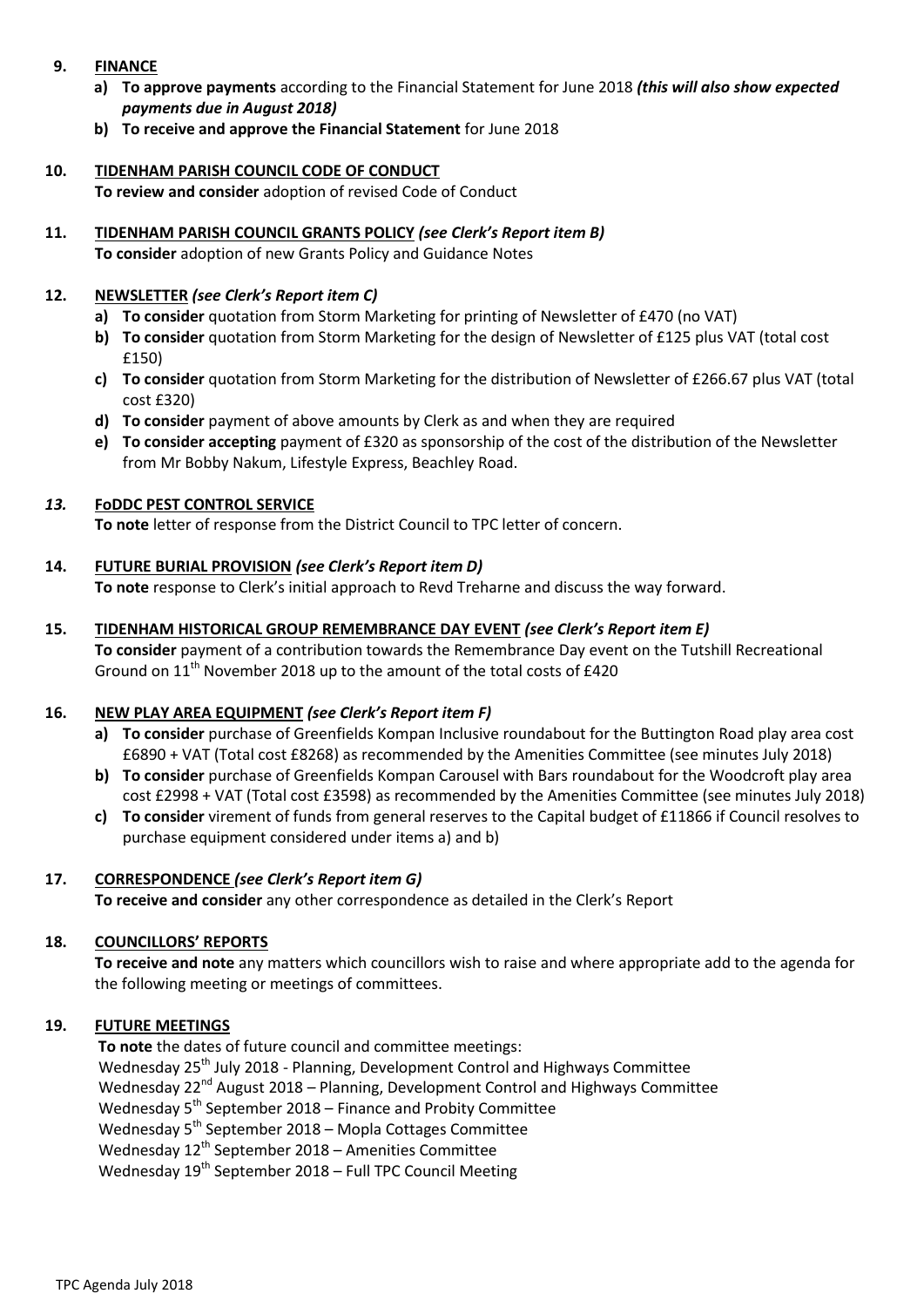**9. FINANCE**

a) **To approve payments** according to the Financial Statement for June 2018 ***(this will also show expected payments due in August 2018)***

b) **To receive and approve the Financial Statement** for June 2018

**10. TIDENHAM PARISH COUNCIL CODE OF CONDUCT**

**To review and consider** adoption of revised Code of Conduct

**11. TIDENHAM PARISH COUNCIL GRANTS POLICY** ***(see Clerk's Report item B)***

**To consider** adoption of new Grants Policy and Guidance Notes

**12. NEWSLETTER** ***(see Clerk's Report item C)***

a) **To consider** quotation from Storm Marketing for printing of Newsletter of £470 (no VAT)

b) **To consider** quotation from Storm Marketing for the design of Newsletter of £125 plus VAT (total cost £150)

c) **To consider** quotation from Storm Marketing for the distribution of Newsletter of £266.67 plus VAT (total cost £320)

d) **To consider** payment of above amounts by Clerk as and when they are required

e) **To consider accepting** payment of £320 as sponsorship of the cost of the distribution of the Newsletter from Mr Bobby Nakum, Lifestyle Express, Beachley Road.

***13.*** **FoDDC PEST CONTROL SERVICE**

**To note** letter of response from the District Council to TPC letter of concern.

**14. FUTURE BURIAL PROVISION** ***(see Clerk's Report item D)***

**To note** response to Clerk's initial approach to Revd Treharne and discuss the way forward.

**15. TIDENHAM HISTORICAL GROUP REMEMBRANCE DAY EVENT** ***(see Clerk's Report item E)***

**To consider** payment of a contribution towards the Remembrance Day event on the Tutshill Recreational Ground on 11th November 2018 up to the amount of the total costs of £420

**16. NEW PLAY AREA EQUIPMENT** ***(see Clerk's Report item F)***

a) **To consider** purchase of Greenfields Kompan Inclusive roundabout for the Buttington Road play area cost £6890 + VAT (Total cost £8268) as recommended by the Amenities Committee (see minutes July 2018)

b) **To consider** purchase of Greenfields Kompan Carousel with Bars roundabout for the Woodcroft play area cost £2998 + VAT (Total cost £3598) as recommended by the Amenities Committee (see minutes July 2018)

c) **To consider** virement of funds from general reserves to the Capital budget of £11866 if Council resolves to purchase equipment considered under items a) and b)

**17. CORRESPONDENCE** ***(see Clerk's Report item G)***

**To receive and consider** any other correspondence as detailed in the Clerk's Report

**18. COUNCILLORS' REPORTS**

**To receive and note** any matters which councillors wish to raise and where appropriate add to the agenda for the following meeting or meetings of committees.

**19. FUTURE MEETINGS**

**To note** the dates of future council and committee meetings:

Wednesday 25th July 2018 - Planning, Development Control and Highways Committee
Wednesday 22nd August 2018 – Planning, Development Control and Highways Committee
Wednesday 5th September 2018 – Finance and Probity Committee
Wednesday 5th September 2018 – Mopla Cottages Committee
Wednesday 12th September 2018 – Amenities Committee
Wednesday 19th September 2018 – Full TPC Council Meeting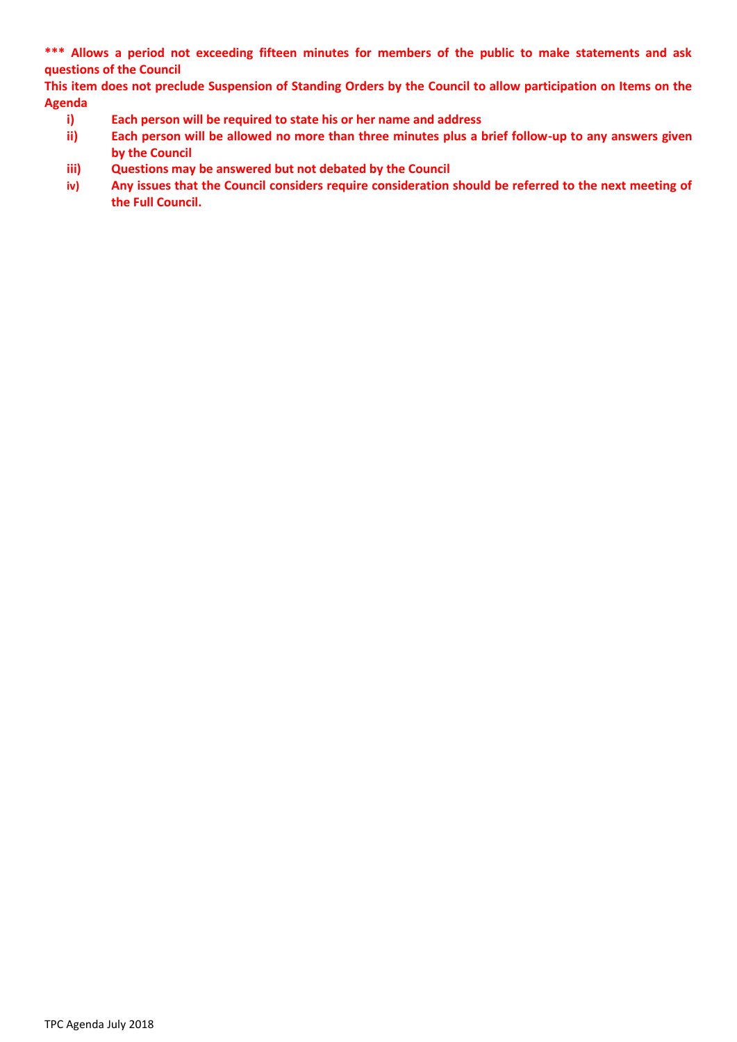**\*\*\* Allows a period not exceeding fifteen minutes for members of the public to make statements and ask questions of the Council**

**This item does not preclude Suspension of Standing Orders by the Council to allow participation on Items on the Agenda**

- **i) Each person will be required to state his or her name and address**
- **ii) Each person will be allowed no more than three minutes plus a brief follow-up to any answers given by the Council**
- **iii) Questions may be answered but not debated by the Council**
- **iv) Any issues that the Council considers require consideration should be referred to the next meeting of the Full Council.**